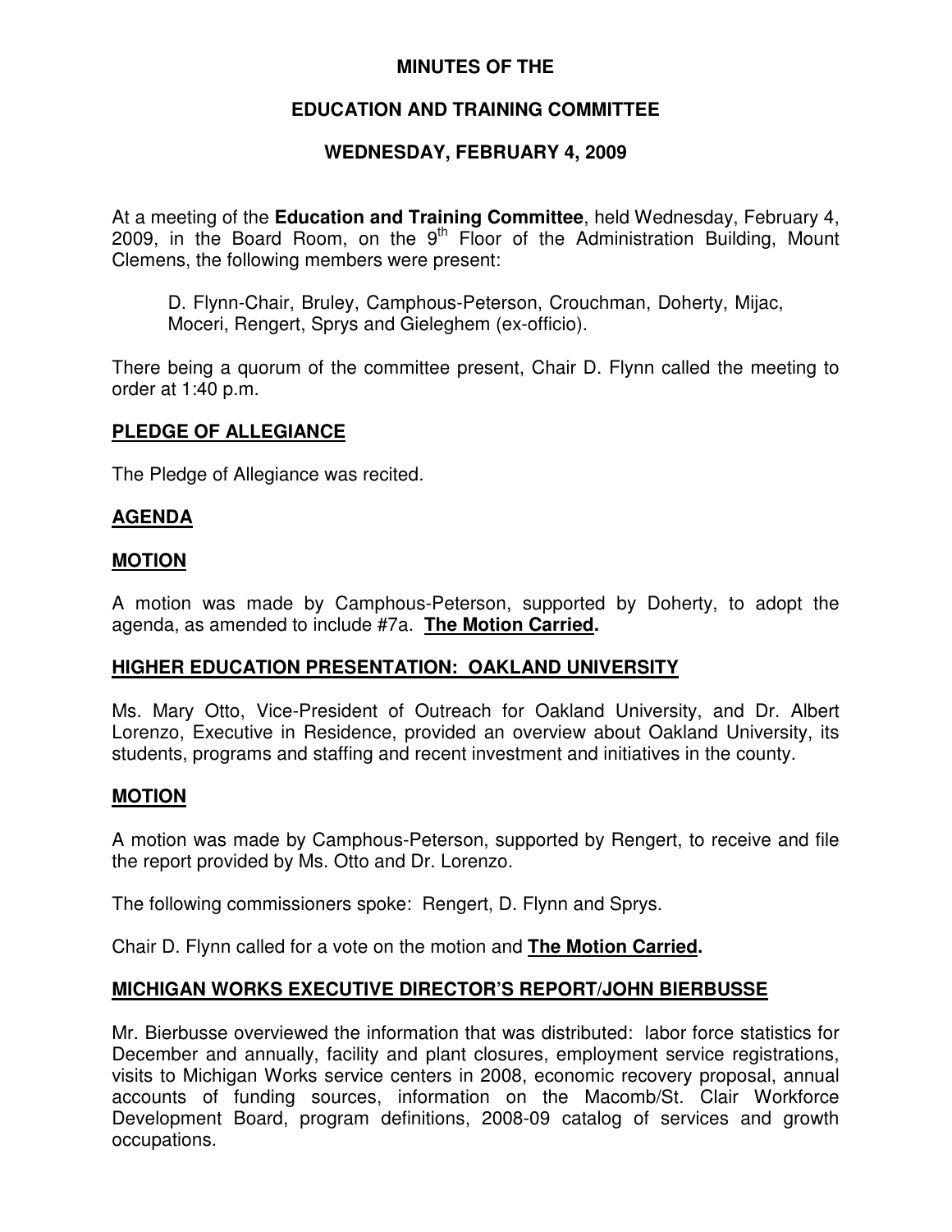# MINUTES OF THE

# EDUCATION AND TRAINING COMMITTEE

# WEDNESDAY, FEBRUARY 4, 2009

At a meeting of the **Education and Training Committee**, held Wednesday, February 4, 2009, in the Board Room, on the 9th Floor of the Administration Building, Mount Clemens, the following members were present:

> D. Flynn-Chair, Bruley, Camphous-Peterson, Crouchman, Doherty, Mijac, Moceri, Rengert, Sprys and Gieleghem (ex-officio).

There being a quorum of the committee present, Chair D. Flynn called the meeting to order at 1:40 p.m.

## PLEDGE OF ALLEGIANCE

The Pledge of Allegiance was recited.

## AGENDA

## MOTION

A motion was made by Camphous-Peterson, supported by Doherty, to adopt the agenda, as amended to include #7a. **The Motion Carried.**

## HIGHER EDUCATION PRESENTATION: OAKLAND UNIVERSITY

Ms. Mary Otto, Vice-President of Outreach for Oakland University, and Dr. Albert Lorenzo, Executive in Residence, provided an overview about Oakland University, its students, programs and staffing and recent investment and initiatives in the county.

## MOTION

A motion was made by Camphous-Peterson, supported by Rengert, to receive and file the report provided by Ms. Otto and Dr. Lorenzo.

The following commissioners spoke: Rengert, D. Flynn and Sprys.

Chair D. Flynn called for a vote on the motion and **The Motion Carried.**

## MICHIGAN WORKS EXECUTIVE DIRECTOR'S REPORT/JOHN BIERBUSSE

Mr. Bierbusse overviewed the information that was distributed: labor force statistics for December and annually, facility and plant closures, employment service registrations, visits to Michigan Works service centers in 2008, economic recovery proposal, annual accounts of funding sources, information on the Macomb/St. Clair Workforce Development Board, program definitions, 2008-09 catalog of services and growth occupations.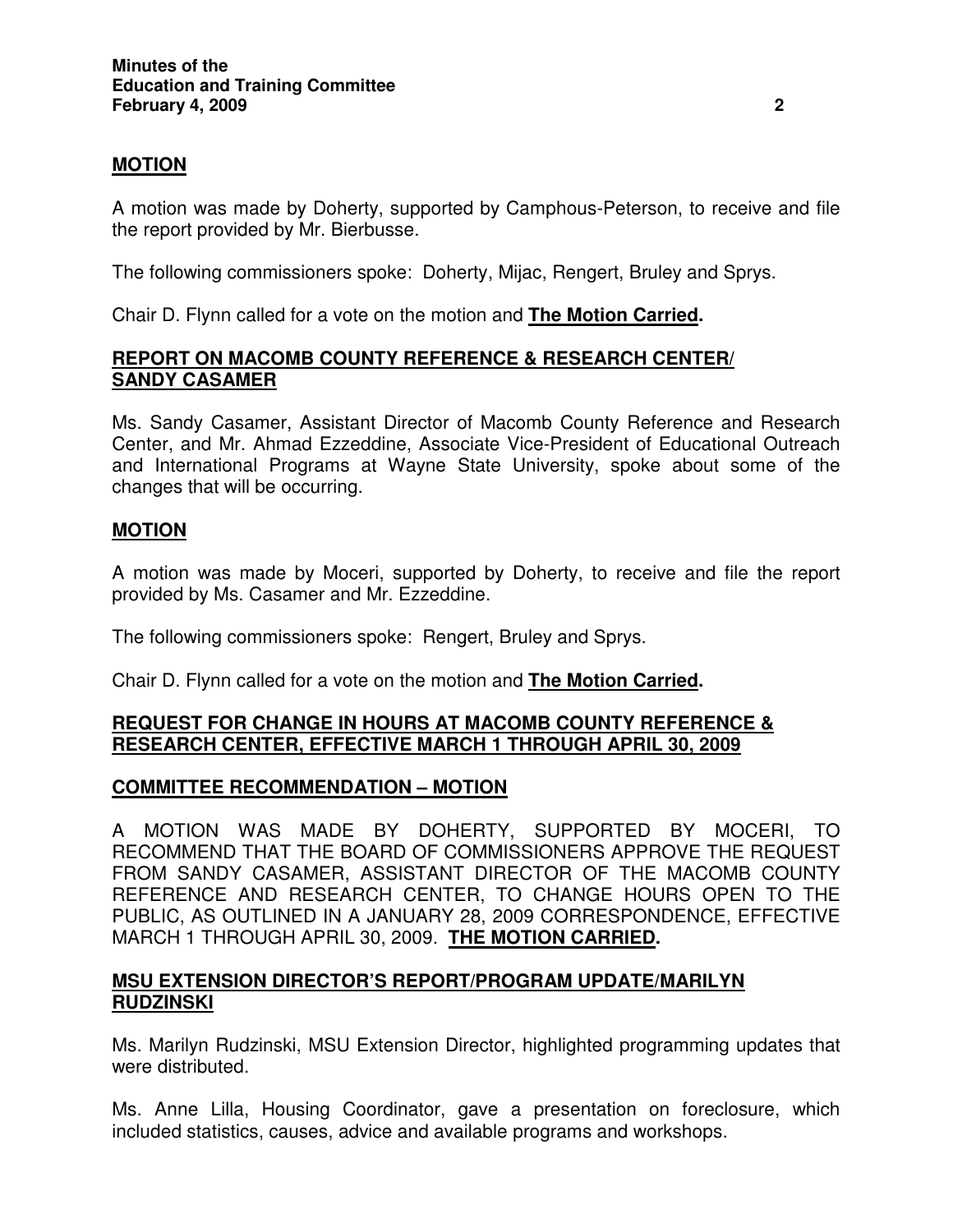## MOTION

A motion was made by Doherty, supported by Camphous-Peterson, to receive and file the report provided by Mr. Bierbusse.

The following commissioners spoke: Doherty, Mijac, Rengert, Bruley and Sprys.

Chair D. Flynn called for a vote on the motion and **The Motion Carried.**

## REPORT ON MACOMB COUNTY REFERENCE & RESEARCH CENTER/ SANDY CASAMER

Ms. Sandy Casamer, Assistant Director of Macomb County Reference and Research Center, and Mr. Ahmad Ezzeddine, Associate Vice-President of Educational Outreach and International Programs at Wayne State University, spoke about some of the changes that will be occurring.

## MOTION

A motion was made by Moceri, supported by Doherty, to receive and file the report provided by Ms. Casamer and Mr. Ezzeddine.

The following commissioners spoke: Rengert, Bruley and Sprys.

Chair D. Flynn called for a vote on the motion and **The Motion Carried.**

## REQUEST FOR CHANGE IN HOURS AT MACOMB COUNTY REFERENCE & RESEARCH CENTER, EFFECTIVE MARCH 1 THROUGH APRIL 30, 2009

## COMMITTEE RECOMMENDATION – MOTION

A MOTION WAS MADE BY DOHERTY, SUPPORTED BY MOCERI, TO RECOMMEND THAT THE BOARD OF COMMISSIONERS APPROVE THE REQUEST FROM SANDY CASAMER, ASSISTANT DIRECTOR OF THE MACOMB COUNTY REFERENCE AND RESEARCH CENTER, TO CHANGE HOURS OPEN TO THE PUBLIC, AS OUTLINED IN A JANUARY 28, 2009 CORRESPONDENCE, EFFECTIVE MARCH 1 THROUGH APRIL 30, 2009. **THE MOTION CARRIED.**

## MSU EXTENSION DIRECTOR'S REPORT/PROGRAM UPDATE/MARILYN RUDZINSKI

Ms. Marilyn Rudzinski, MSU Extension Director, highlighted programming updates that were distributed.

Ms. Anne Lilla, Housing Coordinator, gave a presentation on foreclosure, which included statistics, causes, advice and available programs and workshops.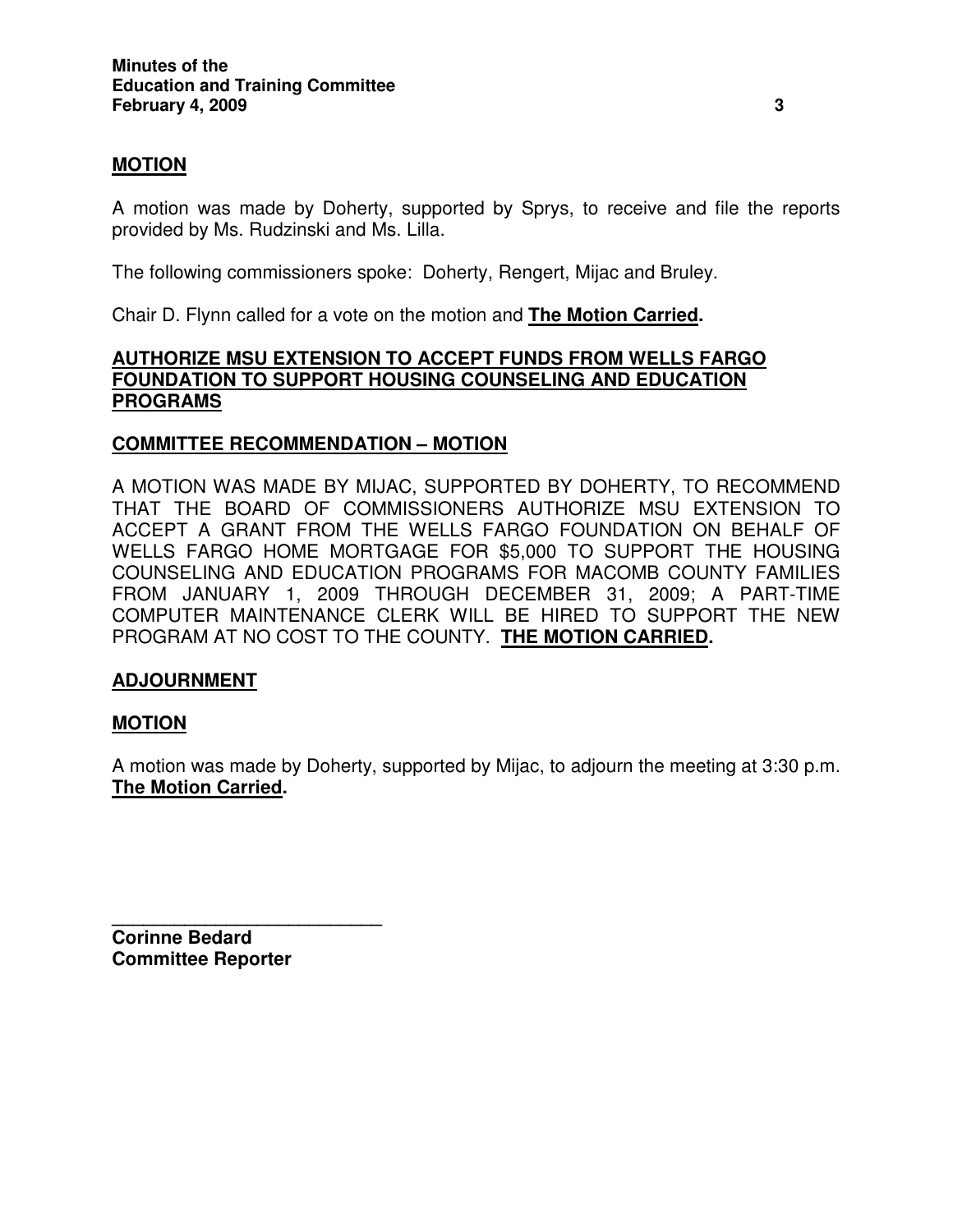**MOTION**

A motion was made by Doherty, supported by Sprys, to receive and file the reports provided by Ms. Rudzinski and Ms. Lilla.

The following commissioners spoke: Doherty, Rengert, Mijac and Bruley.

Chair D. Flynn called for a vote on the motion and **The Motion Carried.**

**AUTHORIZE MSU EXTENSION TO ACCEPT FUNDS FROM WELLS FARGO FOUNDATION TO SUPPORT HOUSING COUNSELING AND EDUCATION PROGRAMS**

**COMMITTEE RECOMMENDATION – MOTION**

A MOTION WAS MADE BY MIJAC, SUPPORTED BY DOHERTY, TO RECOMMEND THAT THE BOARD OF COMMISSIONERS AUTHORIZE MSU EXTENSION TO ACCEPT A GRANT FROM THE WELLS FARGO FOUNDATION ON BEHALF OF WELLS FARGO HOME MORTGAGE FOR $5,000 TO SUPPORT THE HOUSING COUNSELING AND EDUCATION PROGRAMS FOR MACOMB COUNTY FAMILIES FROM JANUARY 1, 2009 THROUGH DECEMBER 31, 2009; A PART-TIME COMPUTER MAINTENANCE CLERK WILL BE HIRED TO SUPPORT THE NEW PROGRAM AT NO COST TO THE COUNTY. **THE MOTION CARRIED.**

**ADJOURNMENT**

**MOTION**

A motion was made by Doherty, supported by Mijac, to adjourn the meeting at 3:30 p.m. **The Motion Carried.**

\_\_\_\_\_\_\_\_\_\_\_\_\_\_\_\_\_\_\_\_\_\_\_\_\_\_\_
**Corinne Bedard**
**Committee Reporter**